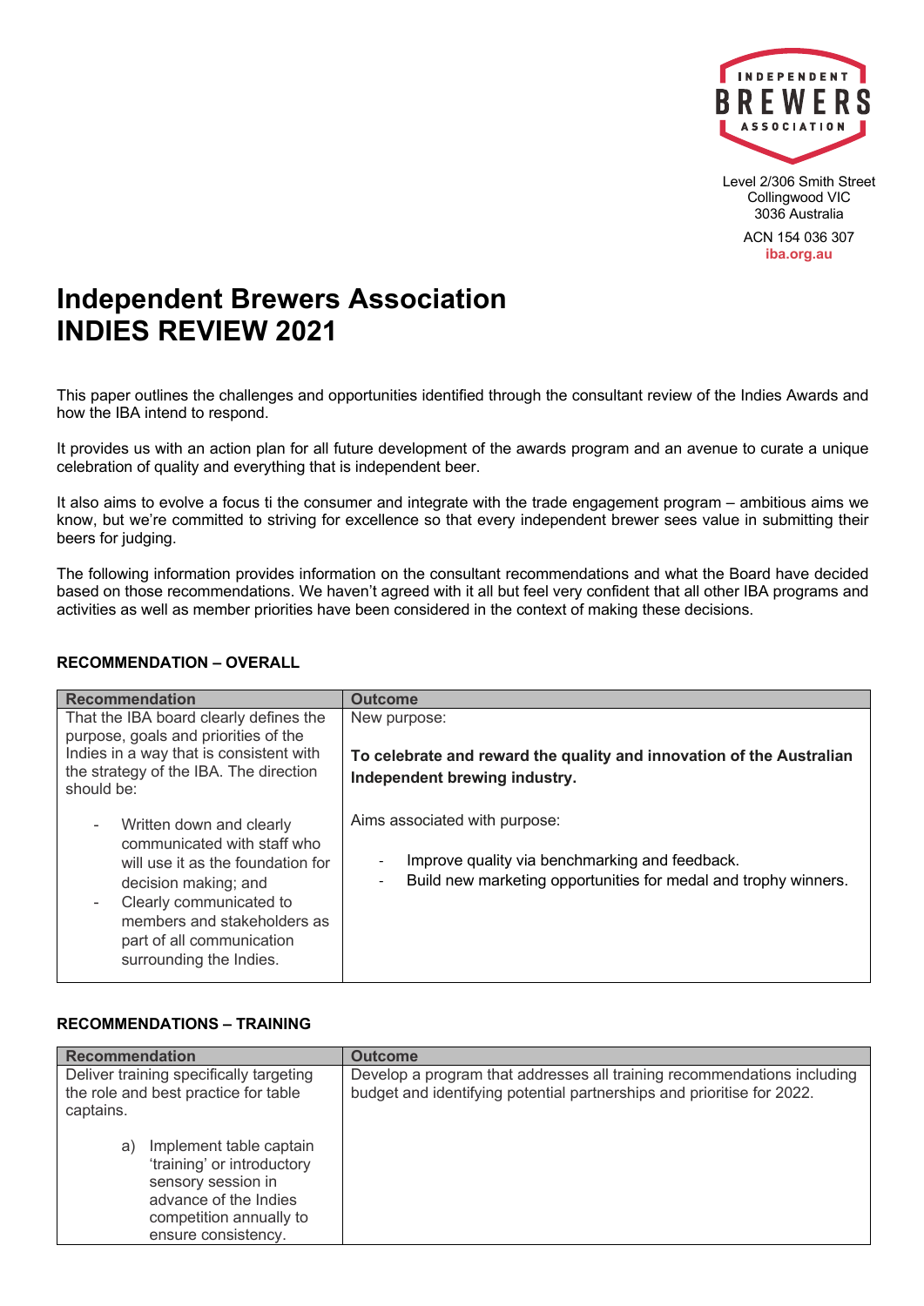Level 2/306 Smith Street
Collingwood VIC
3036 Australia

ACN 154 036 307
iba.org.au

# Independent Brewers Association INDIES REVIEW 2021

This paper outlines the challenges and opportunities identified through the consultant review of the Indies Awards and how the IBA intend to respond.

It provides us with an action plan for all future development of the awards program and an avenue to curate a unique celebration of quality and everything that is independent beer.

It also aims to evolve a focus ti the consumer and integrate with the trade engagement program – ambitious aims we know, but we're committed to striving for excellence so that every independent brewer sees value in submitting their beers for judging.

The following information provides information on the consultant recommendations and what the Board have decided based on those recommendations. We haven't agreed with it all but feel very confident that all other IBA programs and activities as well as member priorities have been considered in the context of making these decisions.

**RECOMMENDATION – OVERALL**

| Recommendation | Outcome |
|---|---|
| That the IBA board clearly defines the purpose, goals and priorities of the Indies in a way that is consistent with the strategy of the IBA. The direction should be:<br>- Written down and clearly communicated with staff who will use it as the foundation for decision making; and<br>- Clearly communicated to members and stakeholders as part of all communication surrounding the Indies. | New purpose:<br><br>**To celebrate and reward the quality and innovation of the Australian Independent brewing industry.**<br><br>Aims associated with purpose:<br>- Improve quality via benchmarking and feedback.<br>- Build new marketing opportunities for medal and trophy winners. |

**RECOMMENDATIONS – TRAINING**

| Recommendation | Outcome |
|---|---|
| Deliver training specifically targeting the role and best practice for table captains.<br><br>a) Implement table captain 'training' or introductory sensory session in advance of the Indies competition annually to ensure consistency. | Develop a program that addresses all training recommendations including budget and identifying potential partnerships and prioritise for 2022. |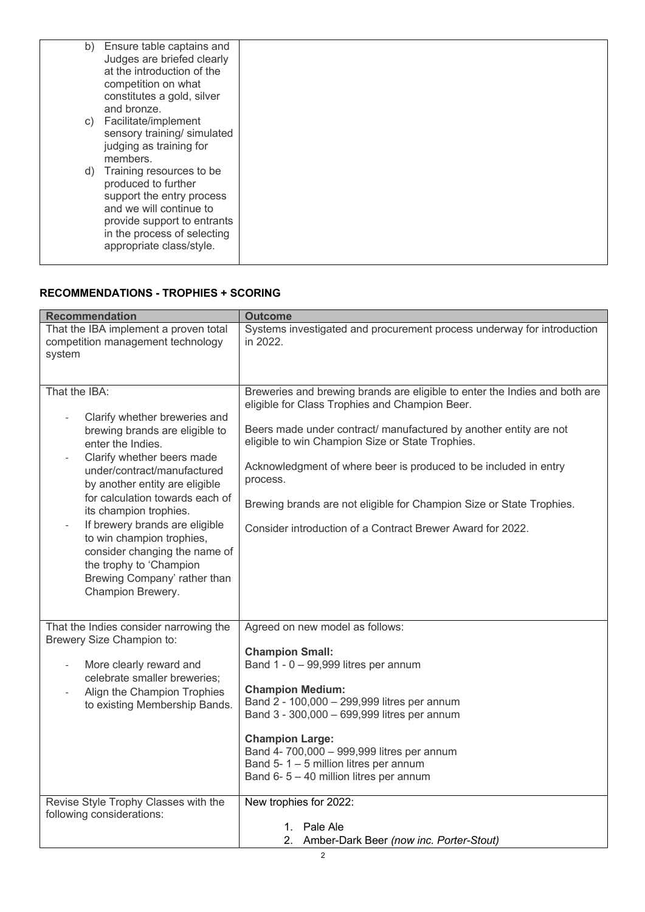| | |
|---|---|
| b) Ensure table captains and Judges are briefed clearly at the introduction of the competition on what constitutes a gold, silver and bronze.<br>c) Facilitate/implement sensory training/ simulated judging as training for members.<br>d) Training resources to be produced to further support the entry process and we will continue to provide support to entrants in the process of selecting appropriate class/style. | |

## RECOMMENDATIONS - TROPHIES + SCORING

| Recommendation | Outcome |
|---|---|
| That the IBA implement a proven total competition management technology system | Systems investigated and procurement process underway for introduction in 2022. |
| That the IBA:<br>- Clarify whether breweries and brewing brands are eligible to enter the Indies.<br>- Clarify whether beers made under/contract/manufactured by another entity are eligible for calculation towards each of its champion trophies.<br>- If brewery brands are eligible to win champion trophies, consider changing the name of the trophy to 'Champion Brewing Company' rather than Champion Brewery. | Breweries and brewing brands are eligible to enter the Indies and both are eligible for Class Trophies and Champion Beer.<br><br>Beers made under contract/ manufactured by another entity are not eligible to win Champion Size or State Trophies.<br><br>Acknowledgment of where beer is produced to be included in entry process.<br><br>Brewing brands are not eligible for Champion Size or State Trophies.<br><br>Consider introduction of a Contract Brewer Award for 2022. |
| That the Indies consider narrowing the Brewery Size Champion to:<br>- More clearly reward and celebrate smaller breweries;<br>- Align the Champion Trophies to existing Membership Bands. | Agreed on new model as follows:<br><br>**Champion Small:**<br>Band 1 - 0 – 99,999 litres per annum<br><br>**Champion Medium:**<br>Band 2 - 100,000 – 299,999 litres per annum<br>Band 3 - 300,000 – 699,999 litres per annum<br><br>**Champion Large:**<br>Band 4- 700,000 – 999,999 litres per annum<br>Band 5- 1 – 5 million litres per annum<br>Band 6- 5 – 40 million litres per annum |
| Revise Style Trophy Classes with the following considerations: | New trophies for 2022:<br><br>1. Pale Ale<br>2. Amber-Dark Beer *(now inc. Porter-Stout)* |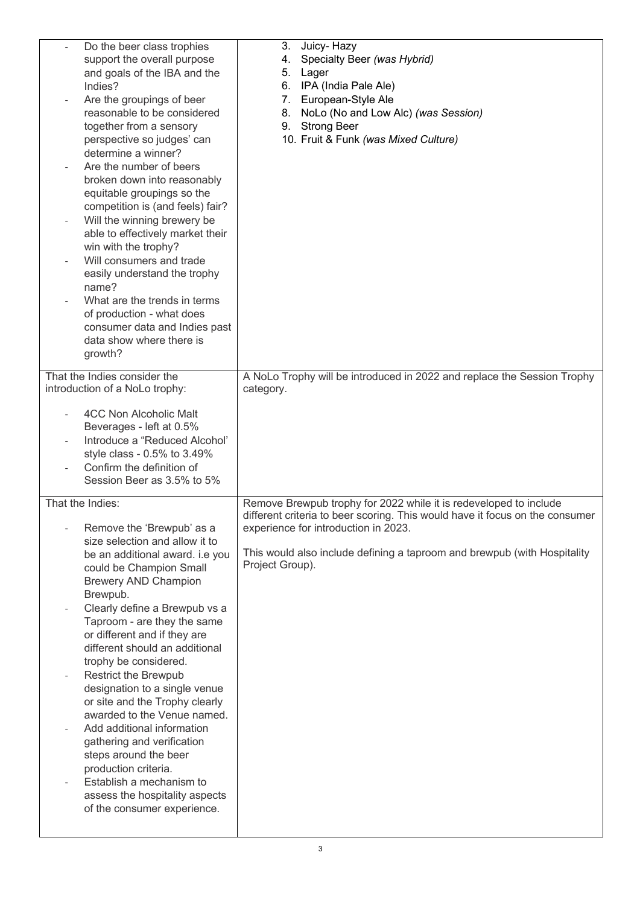| | |
|---|---|
| - Do the beer class trophies support the overall purpose and goals of the IBA and the Indies?<br>- Are the groupings of beer reasonable to be considered together from a sensory perspective so judges' can determine a winner?<br>- Are the number of beers broken down into reasonably equitable groupings so the competition is (and feels) fair?<br>- Will the winning brewery be able to effectively market their win with the trophy?<br>- Will consumers and trade easily understand the trophy name?<br>- What are the trends in terms of production - what does consumer data and Indies past data show where there is growth? | 3. Juicy- Hazy<br>4. Specialty Beer *(was Hybrid)*<br>5. Lager<br>6. IPA (India Pale Ale)<br>7. European-Style Ale<br>8. NoLo (No and Low Alc) *(was Session)*<br>9. Strong Beer<br>10. Fruit & Funk *(was Mixed Culture)* |
| That the Indies consider the introduction of a NoLo trophy:<br><br>- 4CC Non Alcoholic Malt Beverages - left at 0.5%<br>- Introduce a "Reduced Alcohol' style class - 0.5% to 3.49%<br>- Confirm the definition of Session Beer as 3.5% to 5% | A NoLo Trophy will be introduced in 2022 and replace the Session Trophy category. |
| That the Indies:<br><br>- Remove the 'Brewpub' as a size selection and allow it to be an additional award. i.e you could be Champion Small Brewery AND Champion Brewpub.<br>- Clearly define a Brewpub vs a Taproom - are they the same or different and if they are different should an additional trophy be considered.<br>- Restrict the Brewpub designation to a single venue or site and the Trophy clearly awarded to the Venue named.<br>- Add additional information gathering and verification steps around the beer production criteria.<br>- Establish a mechanism to assess the hospitality aspects of the consumer experience. | Remove Brewpub trophy for 2022 while it is redeveloped to include different criteria to beer scoring. This would have it focus on the consumer experience for introduction in 2023.<br><br>This would also include defining a taproom and brewpub (with Hospitality Project Group). |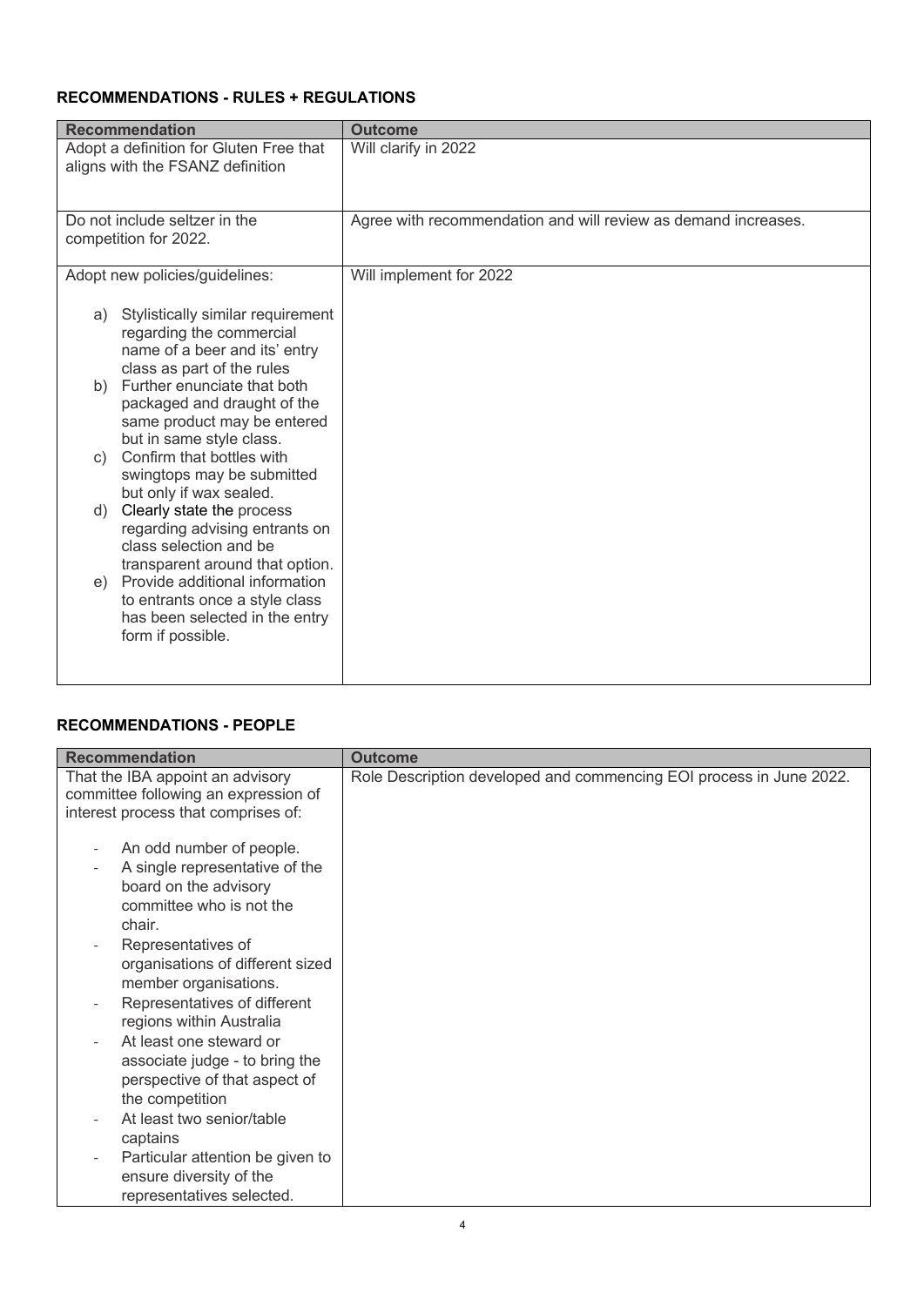## RECOMMENDATIONS - RULES + REGULATIONS

| Recommendation | Outcome |
|---|---|
| Adopt a definition for Gluten Free that aligns with the FSANZ definition | Will clarify in 2022 |
| Do not include seltzer in the competition for 2022. | Agree with recommendation and will review as demand increases. |
| Adopt new policies/guidelines:<br><br>a) Stylistically similar requirement regarding the commercial name of a beer and its' entry class as part of the rules<br>b) Further enunciate that both packaged and draught of the same product may be entered but in same style class.<br>c) Confirm that bottles with swingtops may be submitted but only if wax sealed.<br>d) Clearly state the process regarding advising entrants on class selection and be transparent around that option.<br>e) Provide additional information to entrants once a style class has been selected in the entry form if possible. | Will implement for 2022 |

## RECOMMENDATIONS - PEOPLE

| Recommendation | Outcome |
|---|---|
| That the IBA appoint an advisory committee following an expression of interest process that comprises of:<br><br>- An odd number of people.<br>- A single representative of the board on the advisory committee who is not the chair.<br>- Representatives of organisations of different sized member organisations.<br>- Representatives of different regions within Australia<br>- At least one steward or associate judge - to bring the perspective of that aspect of the competition<br>- At least two senior/table captains<br>- Particular attention be given to ensure diversity of the representatives selected. | Role Description developed and commencing EOI process in June 2022. |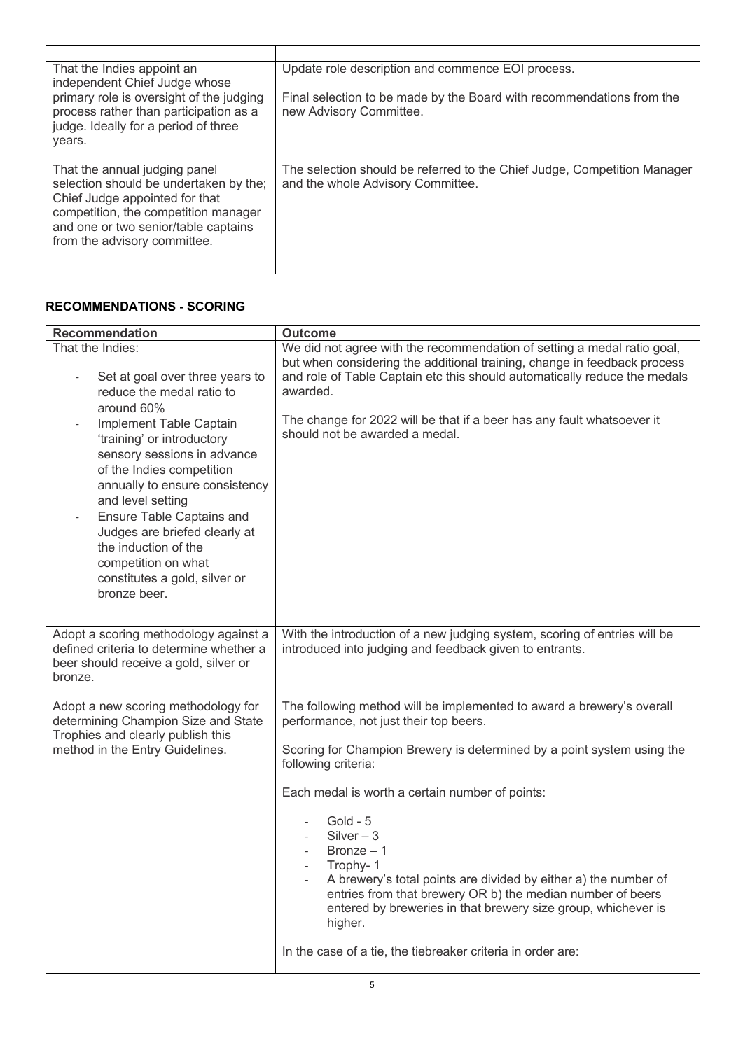| | |
|---|---|
| That the Indies appoint an independent Chief Judge whose primary role is oversight of the judging process rather than participation as a judge. Ideally for a period of three years. | Update role description and commence EOI process.<br><br>Final selection to be made by the Board with recommendations from the new Advisory Committee. |
| That the annual judging panel selection should be undertaken by the; Chief Judge appointed for that competition, the competition manager and one or two senior/table captains from the advisory committee. | The selection should be referred to the Chief Judge, Competition Manager and the whole Advisory Committee. |

## RECOMMENDATIONS - SCORING

| Recommendation | Outcome |
|---|---|
| That the Indies:<br><br>- Set at goal over three years to reduce the medal ratio to around 60%<br>- Implement Table Captain 'training' or introductory sensory sessions in advance of the Indies competition annually to ensure consistency and level setting<br>- Ensure Table Captains and Judges are briefed clearly at the induction of the competition on what constitutes a gold, silver or bronze beer. | We did not agree with the recommendation of setting a medal ratio goal, but when considering the additional training, change in feedback process and role of Table Captain etc this should automatically reduce the medals awarded.<br><br>The change for 2022 will be that if a beer has any fault whatsoever it should not be awarded a medal. |
| Adopt a scoring methodology against a defined criteria to determine whether a beer should receive a gold, silver or bronze. | With the introduction of a new judging system, scoring of entries will be introduced into judging and feedback given to entrants. |
| Adopt a new scoring methodology for determining Champion Size and State Trophies and clearly publish this method in the Entry Guidelines. | The following method will be implemented to award a brewery's overall performance, not just their top beers.<br><br>Scoring for Champion Brewery is determined by a point system using the following criteria:<br><br>Each medal is worth a certain number of points:<br><br>- Gold - 5<br>- Silver – 3<br>- Bronze – 1<br>- Trophy- 1<br>- A brewery's total points are divided by either a) the number of entries from that brewery OR b) the median number of beers entered by breweries in that brewery size group, whichever is higher.<br><br>In the case of a tie, the tiebreaker criteria in order are: |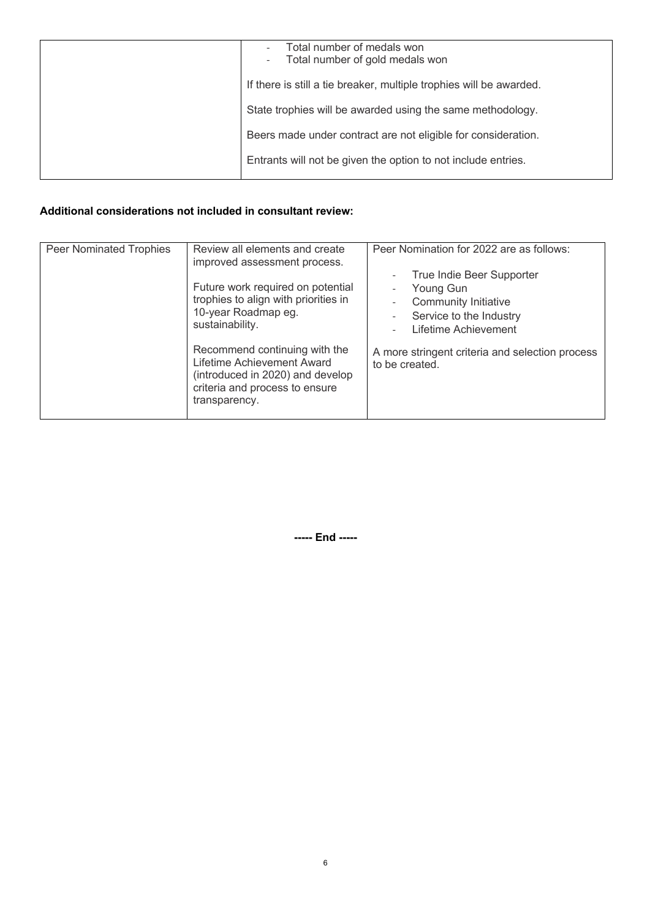| | |
|---|---|
| | - Total number of medals won<br>- Total number of gold medals won<br><br>If there is still a tie breaker, multiple trophies will be awarded.<br><br>State trophies will be awarded using the same methodology.<br><br>Beers made under contract are not eligible for consideration.<br><br>Entrants will not be given the option to not include entries. |

**Additional considerations not included in consultant review:**

| | | |
|---|---|---|
| Peer Nominated Trophies | Review all elements and create improved assessment process.<br><br>Future work required on potential trophies to align with priorities in 10-year Roadmap eg. sustainability.<br><br>Recommend continuing with the Lifetime Achievement Award (introduced in 2020) and develop criteria and process to ensure transparency. | Peer Nomination for 2022 are as follows:<br><br>- True Indie Beer Supporter<br>- Young Gun<br>- Community Initiative<br>- Service to the Industry<br>- Lifetime Achievement<br><br>A more stringent criteria and selection process to be created. |

**----- End -----**